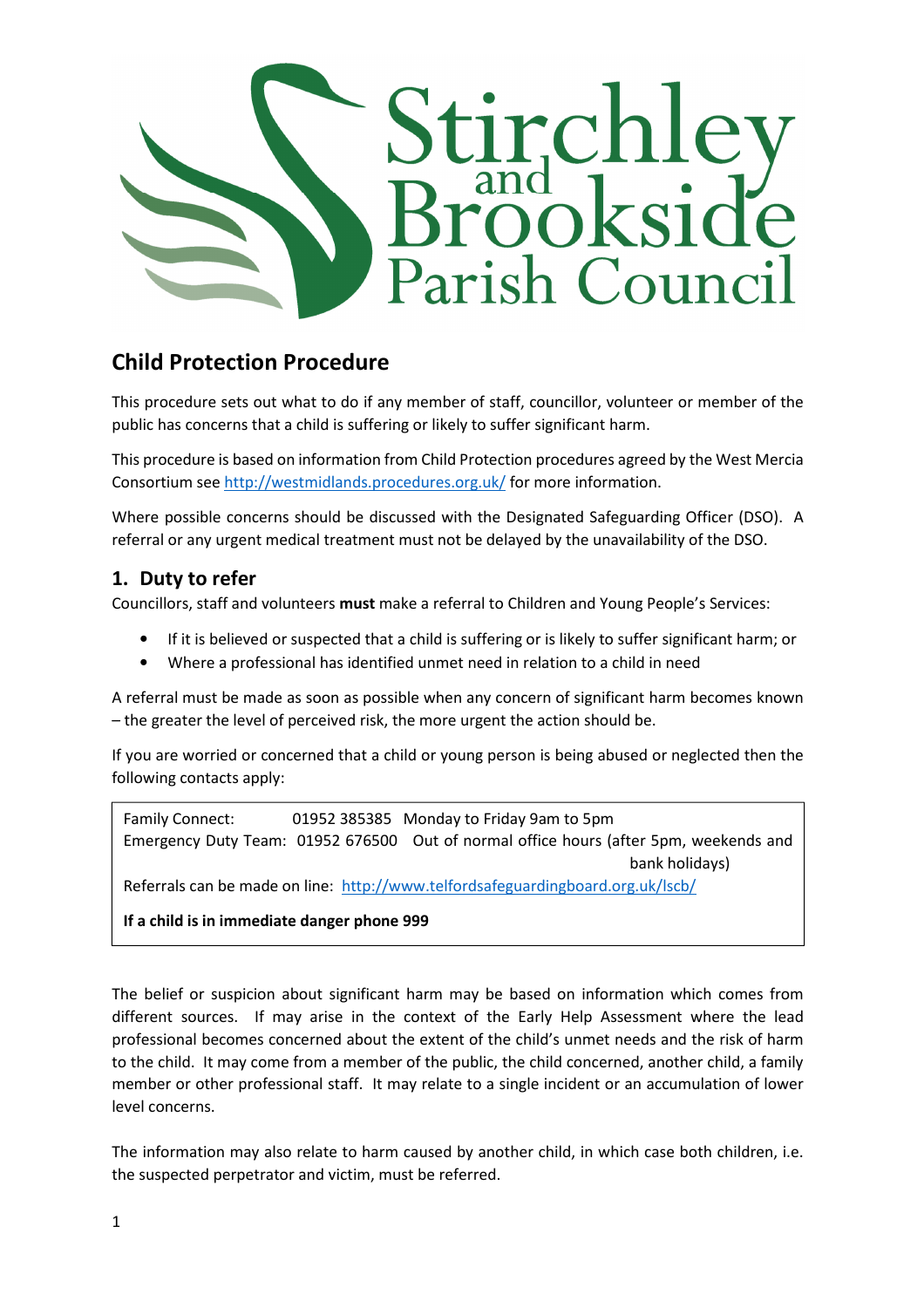# Stirchley and Brookside Parish Council

## Child Protection Procedure

This procedure sets out what to do if any member of staff, councillor, volunteer or member of the public has concerns that a child is suffering or likely to suffer significant harm.

This procedure is based on information from Child Protection procedures agreed by the West Mercia Consortium see http://westmidlands.procedures.org.uk/ for more information.

Where possible concerns should be discussed with the Designated Safeguarding Officer (DSO). A referral or any urgent medical treatment must not be delayed by the unavailability of the DSO.

## 1. Duty to refer

Councillors, staff and volunteers **must** make a referral to Children and Young People's Services:

- If it is believed or suspected that a child is suffering or is likely to suffer significant harm; or
- Where a professional has identified unmet need in relation to a child in need

A referral must be made as soon as possible when any concern of significant harm becomes known – the greater the level of perceived risk, the more urgent the action should be.

If you are worried or concerned that a child or young person is being abused or neglected then the following contacts apply:

| | | |
|---|---|---|
| Family Connect: | 01952 385385 | Monday to Friday 9am to 5pm |
| Emergency Duty Team: | 01952 676500 | Out of normal office hours (after 5pm, weekends and bank holidays) |

Referrals can be made on line: http://www.telfordsafeguardingboard.org.uk/lscb/

**If a child is in immediate danger phone 999**

The belief or suspicion about significant harm may be based on information which comes from different sources. If may arise in the context of the Early Help Assessment where the lead professional becomes concerned about the extent of the child's unmet needs and the risk of harm to the child. It may come from a member of the public, the child concerned, another child, a family member or other professional staff. It may relate to a single incident or an accumulation of lower level concerns.

The information may also relate to harm caused by another child, in which case both children, i.e. the suspected perpetrator and victim, must be referred.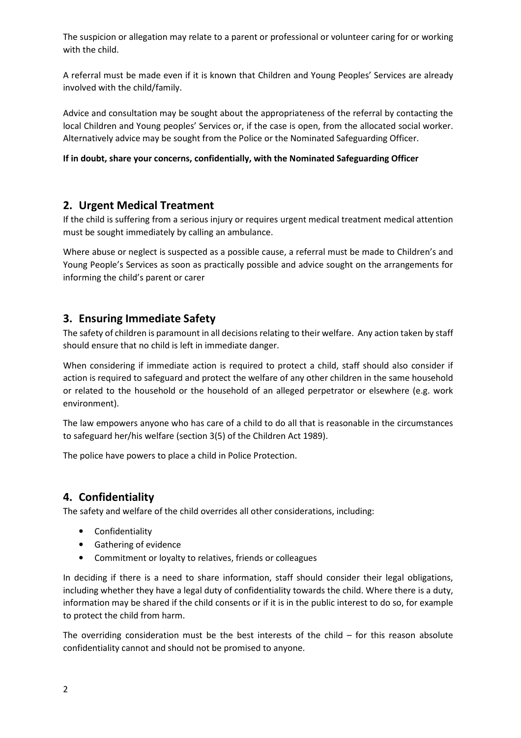The suspicion or allegation may relate to a parent or professional or volunteer caring for or working with the child.

A referral must be made even if it is known that Children and Young Peoples' Services are already involved with the child/family.

Advice and consultation may be sought about the appropriateness of the referral by contacting the local Children and Young peoples' Services or, if the case is open, from the allocated social worker. Alternatively advice may be sought from the Police or the Nominated Safeguarding Officer.

**If in doubt, share your concerns, confidentially, with the Nominated Safeguarding Officer**

## 2. Urgent Medical Treatment

If the child is suffering from a serious injury or requires urgent medical treatment medical attention must be sought immediately by calling an ambulance.

Where abuse or neglect is suspected as a possible cause, a referral must be made to Children's and Young People's Services as soon as practically possible and advice sought on the arrangements for informing the child's parent or carer

## 3. Ensuring Immediate Safety

The safety of children is paramount in all decisions relating to their welfare. Any action taken by staff should ensure that no child is left in immediate danger.

When considering if immediate action is required to protect a child, staff should also consider if action is required to safeguard and protect the welfare of any other children in the same household or related to the household or the household of an alleged perpetrator or elsewhere (e.g. work environment).

The law empowers anyone who has care of a child to do all that is reasonable in the circumstances to safeguard her/his welfare (section 3(5) of the Children Act 1989).

The police have powers to place a child in Police Protection.

## 4. Confidentiality

The safety and welfare of the child overrides all other considerations, including:

- Confidentiality
- Gathering of evidence
- Commitment or loyalty to relatives, friends or colleagues

In deciding if there is a need to share information, staff should consider their legal obligations, including whether they have a legal duty of confidentiality towards the child. Where there is a duty, information may be shared if the child consents or if it is in the public interest to do so, for example to protect the child from harm.

The overriding consideration must be the best interests of the child – for this reason absolute confidentiality cannot and should not be promised to anyone.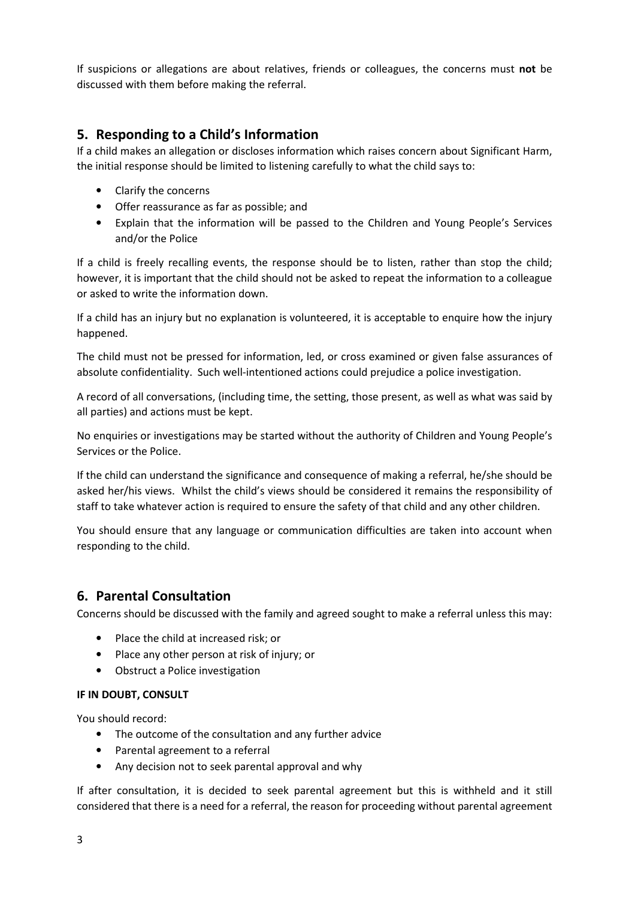If suspicions or allegations are about relatives, friends or colleagues, the concerns must **not** be discussed with them before making the referral.

## 5. Responding to a Child's Information

If a child makes an allegation or discloses information which raises concern about Significant Harm, the initial response should be limited to listening carefully to what the child says to:

- Clarify the concerns
- Offer reassurance as far as possible; and
- Explain that the information will be passed to the Children and Young People's Services and/or the Police

If a child is freely recalling events, the response should be to listen, rather than stop the child; however, it is important that the child should not be asked to repeat the information to a colleague or asked to write the information down.

If a child has an injury but no explanation is volunteered, it is acceptable to enquire how the injury happened.

The child must not be pressed for information, led, or cross examined or given false assurances of absolute confidentiality. Such well-intentioned actions could prejudice a police investigation.

A record of all conversations, (including time, the setting, those present, as well as what was said by all parties) and actions must be kept.

No enquiries or investigations may be started without the authority of Children and Young People's Services or the Police.

If the child can understand the significance and consequence of making a referral, he/she should be asked her/his views. Whilst the child's views should be considered it remains the responsibility of staff to take whatever action is required to ensure the safety of that child and any other children.

You should ensure that any language or communication difficulties are taken into account when responding to the child.

## 6. Parental Consultation

Concerns should be discussed with the family and agreed sought to make a referral unless this may:

- Place the child at increased risk; or
- Place any other person at risk of injury; or
- Obstruct a Police investigation

**IF IN DOUBT, CONSULT**

You should record:

- The outcome of the consultation and any further advice
- Parental agreement to a referral
- Any decision not to seek parental approval and why

If after consultation, it is decided to seek parental agreement but this is withheld and it still considered that there is a need for a referral, the reason for proceeding without parental agreement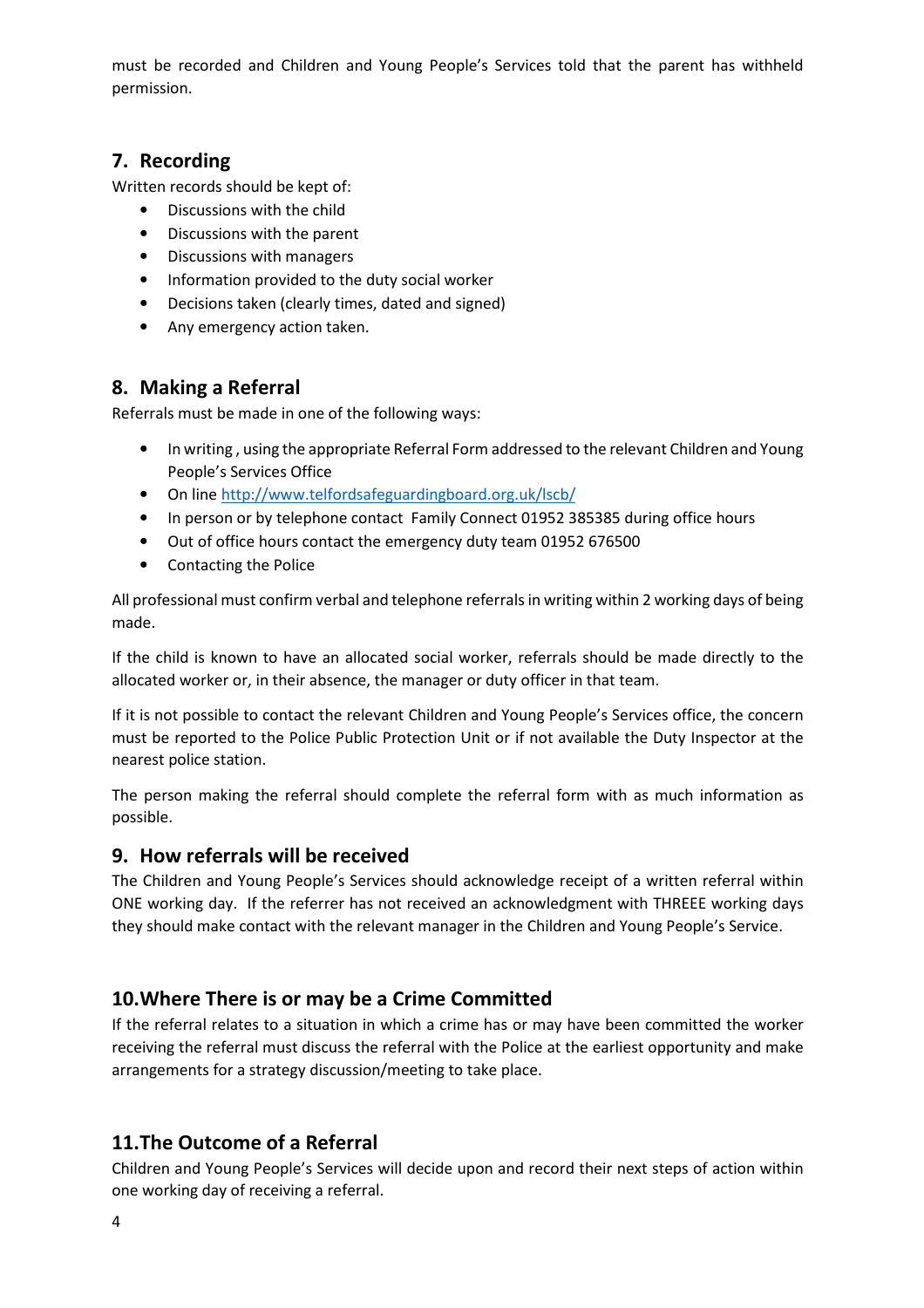must be recorded and Children and Young People's Services told that the parent has withheld permission.

## 7. Recording

Written records should be kept of:

- Discussions with the child
- Discussions with the parent
- Discussions with managers
- Information provided to the duty social worker
- Decisions taken (clearly times, dated and signed)
- Any emergency action taken.

## 8. Making a Referral

Referrals must be made in one of the following ways:

- In writing , using the appropriate Referral Form addressed to the relevant Children and Young People's Services Office
- On line http://www.telfordsafeguardingboard.org.uk/lscb/
- In person or by telephone contact Family Connect 01952 385385 during office hours
- Out of office hours contact the emergency duty team 01952 676500
- Contacting the Police

All professional must confirm verbal and telephone referrals in writing within 2 working days of being made.

If the child is known to have an allocated social worker, referrals should be made directly to the allocated worker or, in their absence, the manager or duty officer in that team.

If it is not possible to contact the relevant Children and Young People's Services office, the concern must be reported to the Police Public Protection Unit or if not available the Duty Inspector at the nearest police station.

The person making the referral should complete the referral form with as much information as possible.

## 9. How referrals will be received

The Children and Young People's Services should acknowledge receipt of a written referral within ONE working day. If the referrer has not received an acknowledgment with THREEE working days they should make contact with the relevant manager in the Children and Young People's Service.

## 10. Where There is or may be a Crime Committed

If the referral relates to a situation in which a crime has or may have been committed the worker receiving the referral must discuss the referral with the Police at the earliest opportunity and make arrangements for a strategy discussion/meeting to take place.

## 11. The Outcome of a Referral

Children and Young People's Services will decide upon and record their next steps of action within one working day of receiving a referral.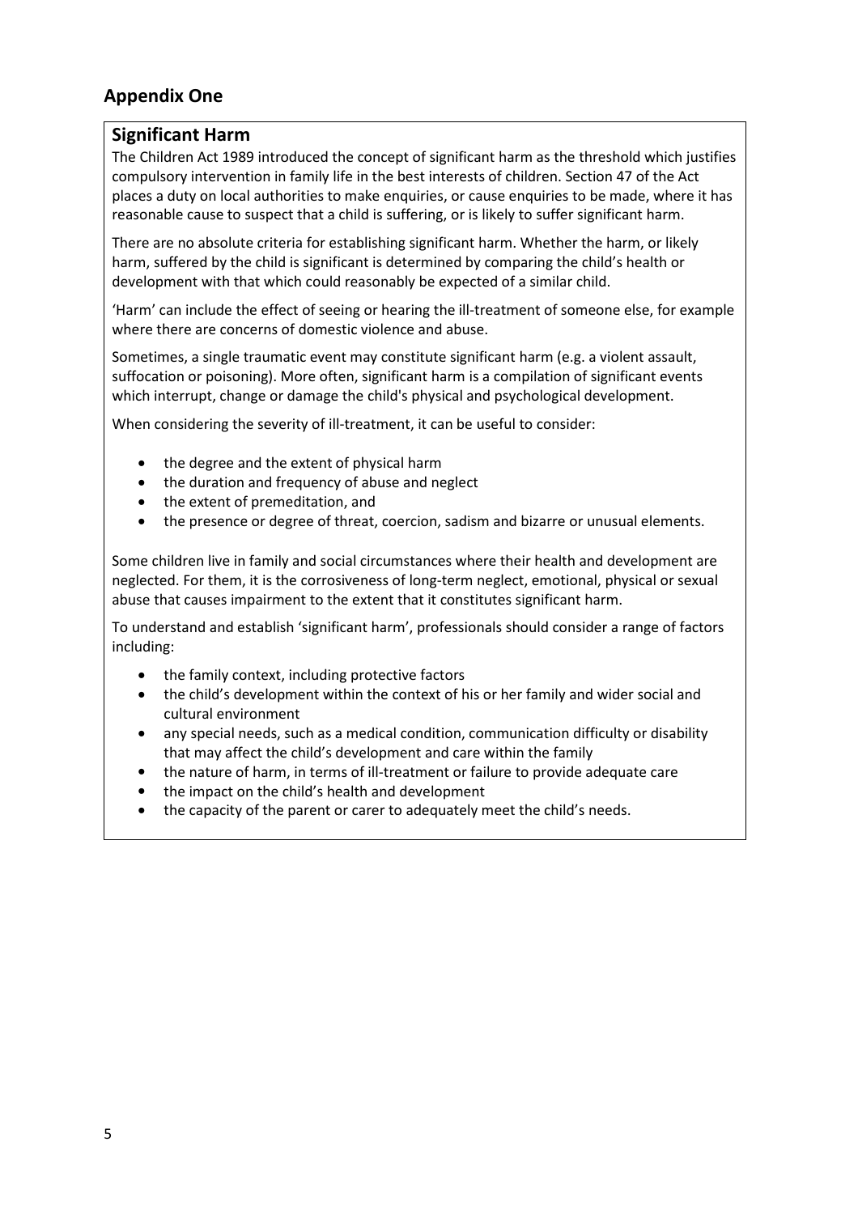## Appendix One

### Significant Harm

The Children Act 1989 introduced the concept of significant harm as the threshold which justifies compulsory intervention in family life in the best interests of children. Section 47 of the Act places a duty on local authorities to make enquiries, or cause enquiries to be made, where it has reasonable cause to suspect that a child is suffering, or is likely to suffer significant harm.

There are no absolute criteria for establishing significant harm. Whether the harm, or likely harm, suffered by the child is significant is determined by comparing the child's health or development with that which could reasonably be expected of a similar child.

'Harm' can include the effect of seeing or hearing the ill-treatment of someone else, for example where there are concerns of domestic violence and abuse.

Sometimes, a single traumatic event may constitute significant harm (e.g. a violent assault, suffocation or poisoning). More often, significant harm is a compilation of significant events which interrupt, change or damage the child's physical and psychological development.

When considering the severity of ill-treatment, it can be useful to consider:

- the degree and the extent of physical harm
- the duration and frequency of abuse and neglect
- the extent of premeditation, and
- the presence or degree of threat, coercion, sadism and bizarre or unusual elements.

Some children live in family and social circumstances where their health and development are neglected. For them, it is the corrosiveness of long-term neglect, emotional, physical or sexual abuse that causes impairment to the extent that it constitutes significant harm.

To understand and establish 'significant harm', professionals should consider a range of factors including:

- the family context, including protective factors
- the child's development within the context of his or her family and wider social and cultural environment
- any special needs, such as a medical condition, communication difficulty or disability that may affect the child's development and care within the family
- the nature of harm, in terms of ill-treatment or failure to provide adequate care
- the impact on the child's health and development
- the capacity of the parent or carer to adequately meet the child's needs.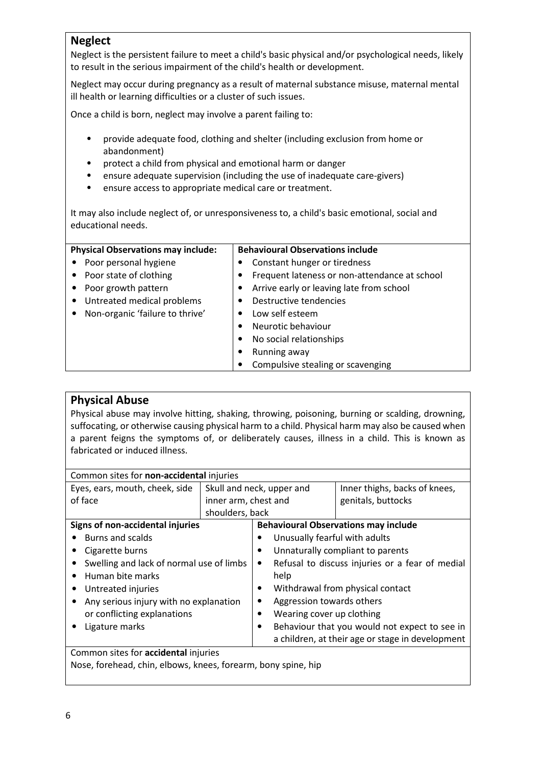## Neglect

Neglect is the persistent failure to meet a child's basic physical and/or psychological needs, likely to result in the serious impairment of the child's health or development.

Neglect may occur during pregnancy as a result of maternal substance misuse, maternal mental ill health or learning difficulties or a cluster of such issues.

Once a child is born, neglect may involve a parent failing to:

- provide adequate food, clothing and shelter (including exclusion from home or abandonment)
- protect a child from physical and emotional harm or danger
- ensure adequate supervision (including the use of inadequate care-givers)
- ensure access to appropriate medical care or treatment.

It may also include neglect of, or unresponsiveness to, a child's basic emotional, social and educational needs.

| Physical Observations may include: | Behavioural Observations include |
|---|---|
| • Poor personal hygiene<br>• Poor state of clothing<br>• Poor growth pattern<br>• Untreated medical problems<br>• Non-organic 'failure to thrive' | • Constant hunger or tiredness<br>• Frequent lateness or non-attendance at school<br>• Arrive early or leaving late from school<br>• Destructive tendencies<br>• Low self esteem<br>• Neurotic behaviour<br>• No social relationships<br>• Running away<br>• Compulsive stealing or scavenging |

## Physical Abuse

Physical abuse may involve hitting, shaking, throwing, poisoning, burning or scalding, drowning, suffocating, or otherwise causing physical harm to a child. Physical harm may also be caused when a parent feigns the symptoms of, or deliberately causes, illness in a child. This is known as fabricated or induced illness.

| Common sites for **non-accidental** injuries | | |
|---|---|---|
| Eyes, ears, mouth, cheek, side of face | Skull and neck, upper and inner arm, chest and shoulders, back | Inner thighs, backs of knees, genitals, buttocks |

| Signs of non-accidental injuries | Behavioural Observations may include |
|---|---|
| • Burns and scalds<br>• Cigarette burns<br>• Swelling and lack of normal use of limbs<br>• Human bite marks<br>• Untreated injuries<br>• Any serious injury with no explanation or conflicting explanations<br>• Ligature marks | • Unusually fearful with adults<br>• Unnaturally compliant to parents<br>• Refusal to discuss injuries or a fear of medial help<br>• Withdrawal from physical contact<br>• Aggression towards others<br>• Wearing cover up clothing<br>• Behaviour that you would not expect to see in a children, at their age or stage in development |

| Common sites for **accidental** injuries |
|---|
| Nose, forehead, chin, elbows, knees, forearm, bony spine, hip |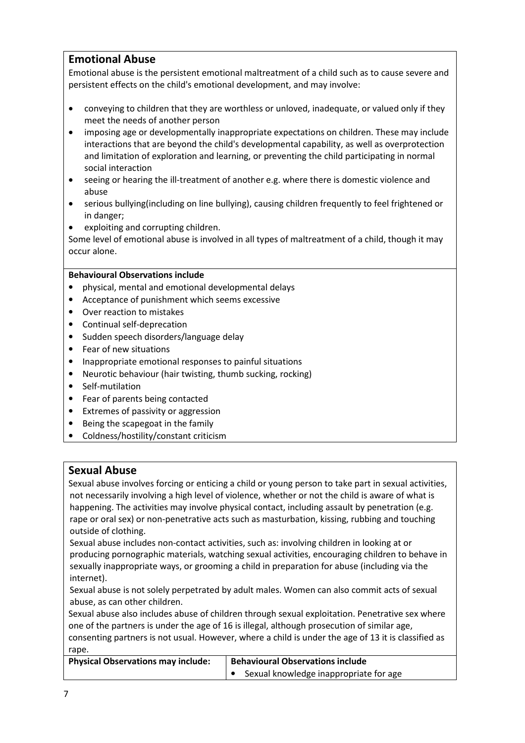## Emotional Abuse

Emotional abuse is the persistent emotional maltreatment of a child such as to cause severe and persistent effects on the child's emotional development, and may involve:

- conveying to children that they are worthless or unloved, inadequate, or valued only if they meet the needs of another person
- imposing age or developmentally inappropriate expectations on children. These may include interactions that are beyond the child's developmental capability, as well as overprotection and limitation of exploration and learning, or preventing the child participating in normal social interaction
- seeing or hearing the ill-treatment of another e.g. where there is domestic violence and abuse
- serious bullying(including on line bullying), causing children frequently to feel frightened or in danger;
- exploiting and corrupting children.

Some level of emotional abuse is involved in all types of maltreatment of a child, though it may occur alone.

**Behavioural Observations include**

- physical, mental and emotional developmental delays
- Acceptance of punishment which seems excessive
- Over reaction to mistakes
- Continual self-deprecation
- Sudden speech disorders/language delay
- Fear of new situations
- Inappropriate emotional responses to painful situations
- Neurotic behaviour (hair twisting, thumb sucking, rocking)
- Self-mutilation
- Fear of parents being contacted
- Extremes of passivity or aggression
- Being the scapegoat in the family
- Coldness/hostility/constant criticism

## Sexual Abuse

Sexual abuse involves forcing or enticing a child or young person to take part in sexual activities, not necessarily involving a high level of violence, whether or not the child is aware of what is happening. The activities may involve physical contact, including assault by penetration (e.g. rape or oral sex) or non-penetrative acts such as masturbation, kissing, rubbing and touching outside of clothing.

Sexual abuse includes non-contact activities, such as: involving children in looking at or producing pornographic materials, watching sexual activities, encouraging children to behave in sexually inappropriate ways, or grooming a child in preparation for abuse (including via the internet).

Sexual abuse is not solely perpetrated by adult males. Women can also commit acts of sexual abuse, as can other children.

Sexual abuse also includes abuse of children through sexual exploitation. Penetrative sex where one of the partners is under the age of 16 is illegal, although prosecution of similar age, consenting partners is not usual. However, where a child is under the age of 13 it is classified as rape.

| **Physical Observations may include:** | **Behavioural Observations include** |
| --- | --- |
| | • Sexual knowledge inappropriate for age |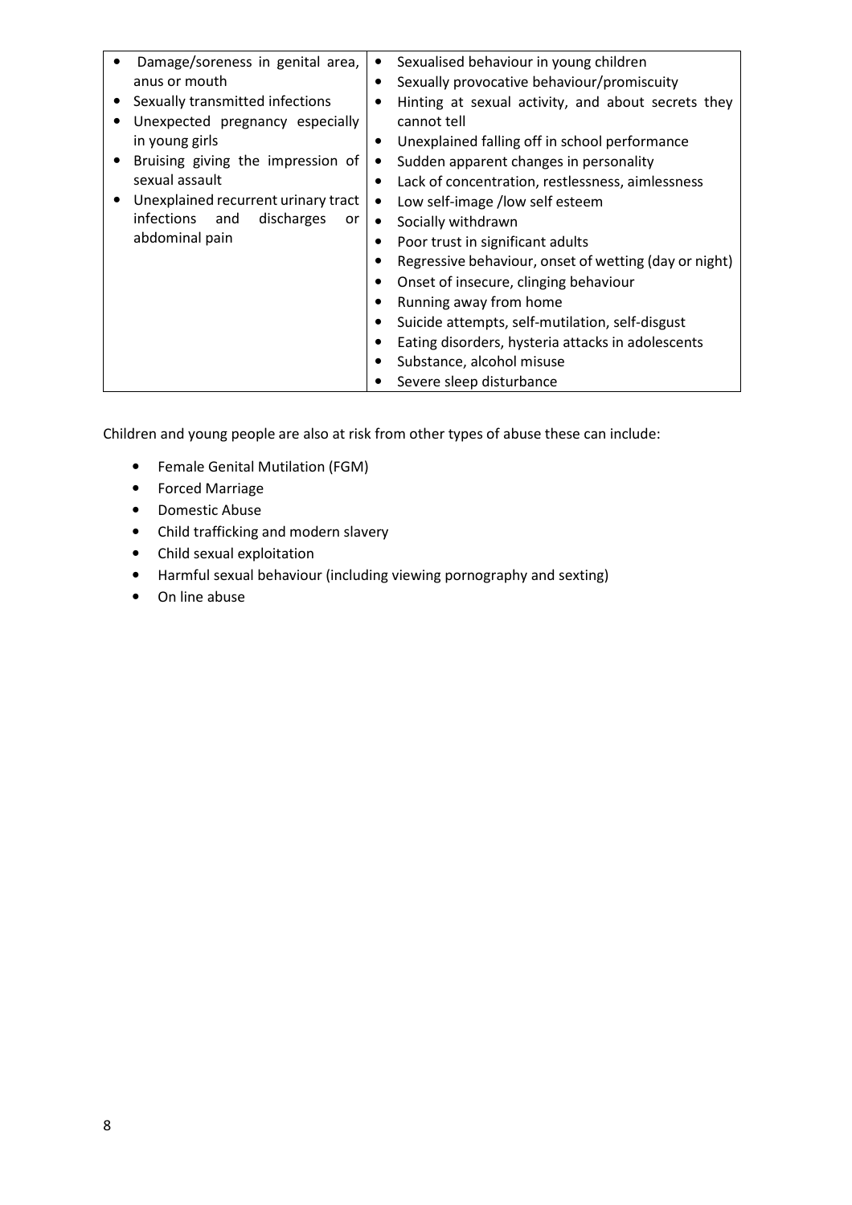| | |
|---|---|
| • Damage/soreness in genital area, anus or mouth<br>• Sexually transmitted infections<br>• Unexpected pregnancy especially in young girls<br>• Bruising giving the impression of sexual assault<br>• Unexplained recurrent urinary tract infections and discharges or abdominal pain | • Sexualised behaviour in young children<br>• Sexually provocative behaviour/promiscuity<br>• Hinting at sexual activity, and about secrets they cannot tell<br>• Unexplained falling off in school performance<br>• Sudden apparent changes in personality<br>• Lack of concentration, restlessness, aimlessness<br>• Low self-image /low self esteem<br>• Socially withdrawn<br>• Poor trust in significant adults<br>• Regressive behaviour, onset of wetting (day or night)<br>• Onset of insecure, clinging behaviour<br>• Running away from home<br>• Suicide attempts, self-mutilation, self-disgust<br>• Eating disorders, hysteria attacks in adolescents<br>• Substance, alcohol misuse<br>• Severe sleep disturbance |

Children and young people are also at risk from other types of abuse these can include:

- Female Genital Mutilation (FGM)
- Forced Marriage
- Domestic Abuse
- Child trafficking and modern slavery
- Child sexual exploitation
- Harmful sexual behaviour (including viewing pornography and sexting)
- On line abuse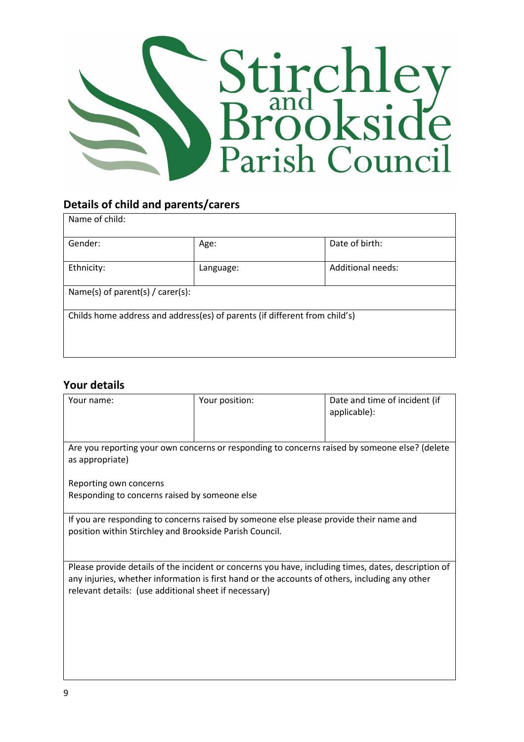Stirchley and Brookside Parish Council

## Details of child and parents/carers

| Name of child: | | |
|---|---|---|
| Gender: | Age: | Date of birth: |
| Ethnicity: | Language: | Additional needs: |
| Name(s) of parent(s) / carer(s): | | |
| Childs home address and address(es) of parents (if different from child's) | | |

## Your details

| Your name: | Your position: | Date and time of incident (if applicable): |
|---|---|---|
| Are you reporting your own concerns or responding to concerns raised by someone else? (delete as appropriate)<br><br>Reporting own concerns<br>Responding to concerns raised by someone else | | |
| If you are responding to concerns raised by someone else please provide their name and position within Stirchley and Brookside Parish Council. | | |
| Please provide details of the incident or concerns you have, including times, dates, description of any injuries, whether information is first hand or the accounts of others, including any other relevant details: (use additional sheet if necessary) | | |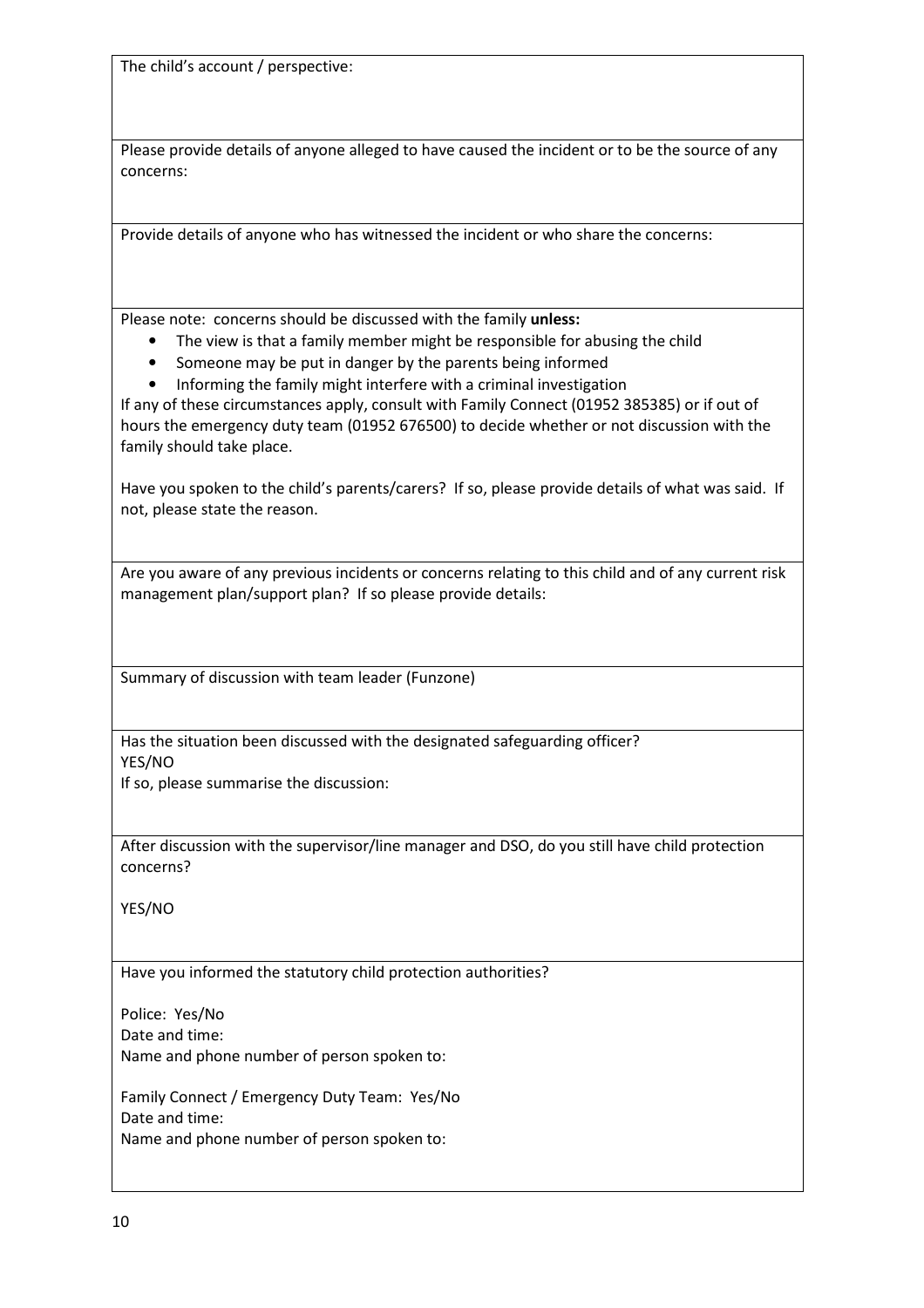The child's account / perspective:

Please provide details of anyone alleged to have caused the incident or to be the source of any concerns:

Provide details of anyone who has witnessed the incident or who share the concerns:

Please note: concerns should be discussed with the family **unless:**

- The view is that a family member might be responsible for abusing the child
- Someone may be put in danger by the parents being informed
- Informing the family might interfere with a criminal investigation

If any of these circumstances apply, consult with Family Connect (01952 385385) or if out of hours the emergency duty team (01952 676500) to decide whether or not discussion with the family should take place.

Have you spoken to the child's parents/carers? If so, please provide details of what was said. If not, please state the reason.

Are you aware of any previous incidents or concerns relating to this child and of any current risk management plan/support plan? If so please provide details:

Summary of discussion with team leader (Funzone)

Has the situation been discussed with the designated safeguarding officer?
YES/NO
If so, please summarise the discussion:

After discussion with the supervisor/line manager and DSO, do you still have child protection concerns?

YES/NO

Have you informed the statutory child protection authorities?

Police: Yes/No
Date and time:
Name and phone number of person spoken to:

Family Connect / Emergency Duty Team: Yes/No
Date and time:
Name and phone number of person spoken to: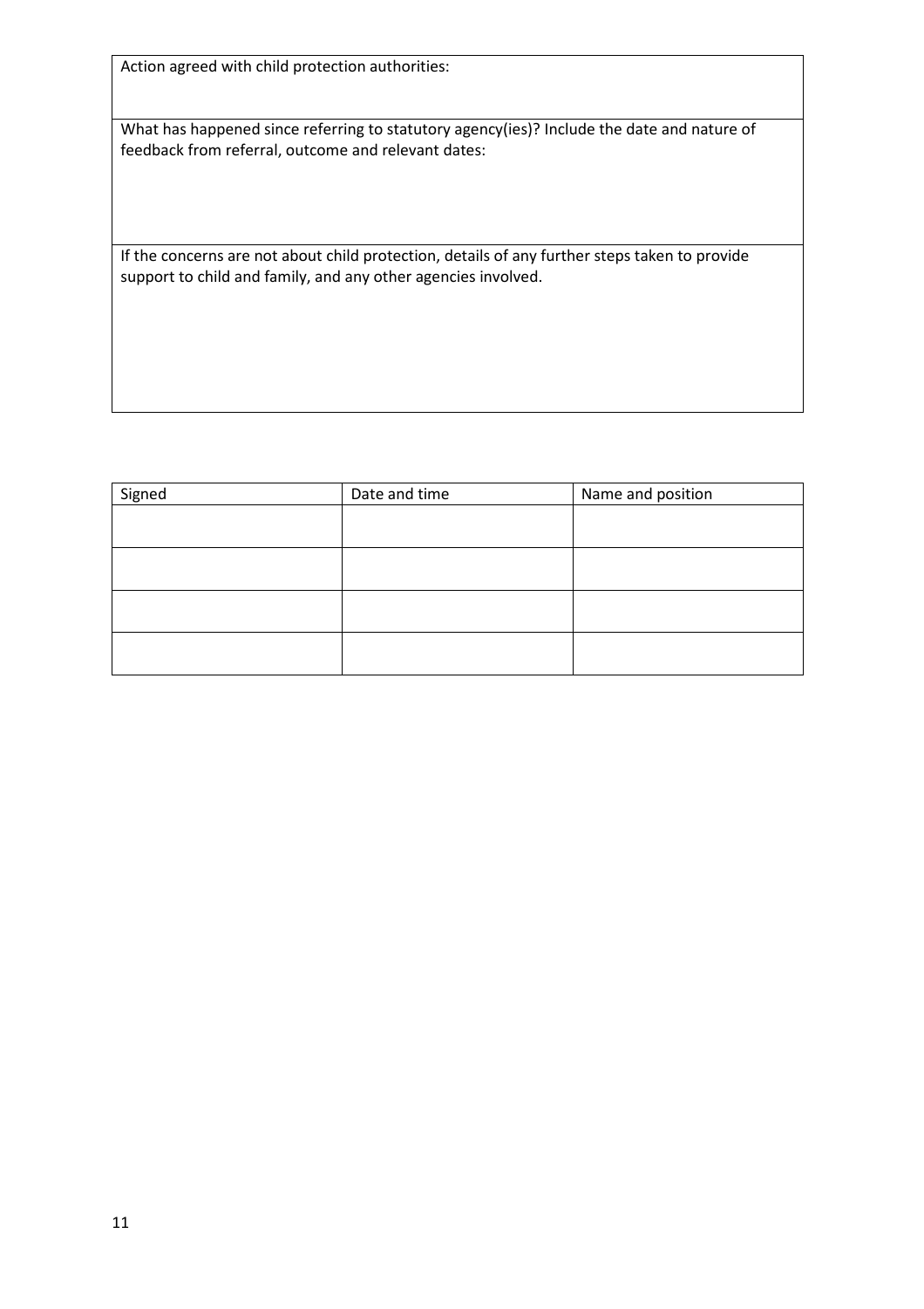| Action agreed with child protection authorities: |
| --- |
| What has happened since referring to statutory agency(ies)? Include the date and nature of feedback from referral, outcome and relevant dates: |
| If the concerns are not about child protection, details of any further steps taken to provide support to child and family, and any other agencies involved. |

| Signed | Date and time | Name and position |
| --- | --- | --- |
| | | |
| | | |
| | | |
| | | |